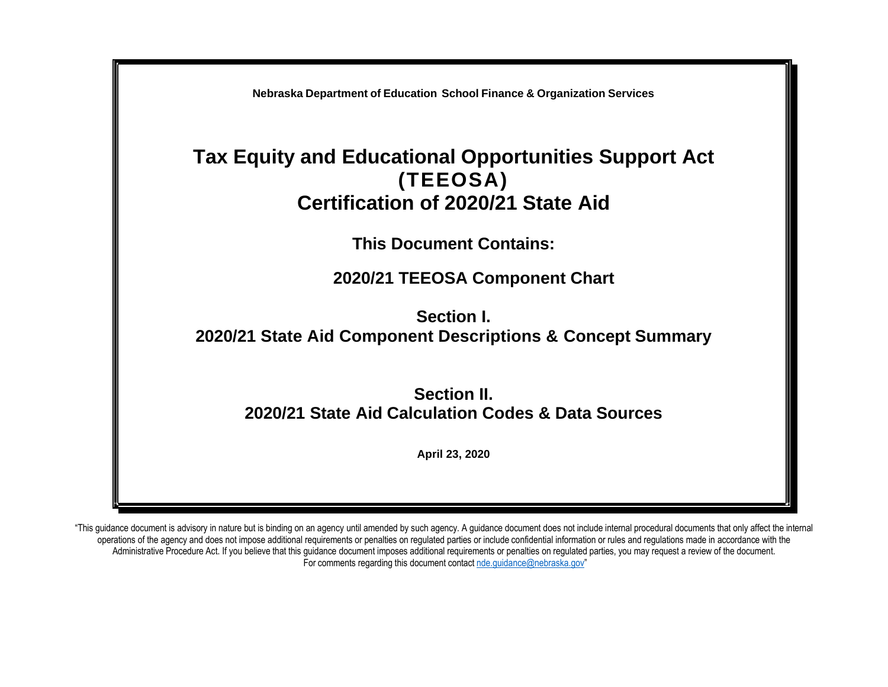**Nebraska Department of Education School Finance & Organization Services**

# Tax Equity and Educational Opportunities Support Act (TEEOSA) Certification of 2020/21 State Aid

## This Document Contains:

## 2020/21 TEEOSA Component Chart

## Section I. 2020/21 State Aid Component Descriptions & Concept Summary

## Section II. 2020/21 State Aid Calculation Codes & Data Sources

**April 23, 2020**

"This guidance document is advisory in nature but is binding on an agency until amended by such agency. A guidance document does not include internal procedural documents that only affect the internal operations of the agency and does not impose additional requirements or penalties on regulated parties or include confidential information or rules and regulations made in accordance with the Administrative Procedure Act. If you believe that this guidance document imposes additional requirements or penalties on regulated parties, you may request a review of the document. For comments regarding this document contact nde.guidance@nebraska.gov"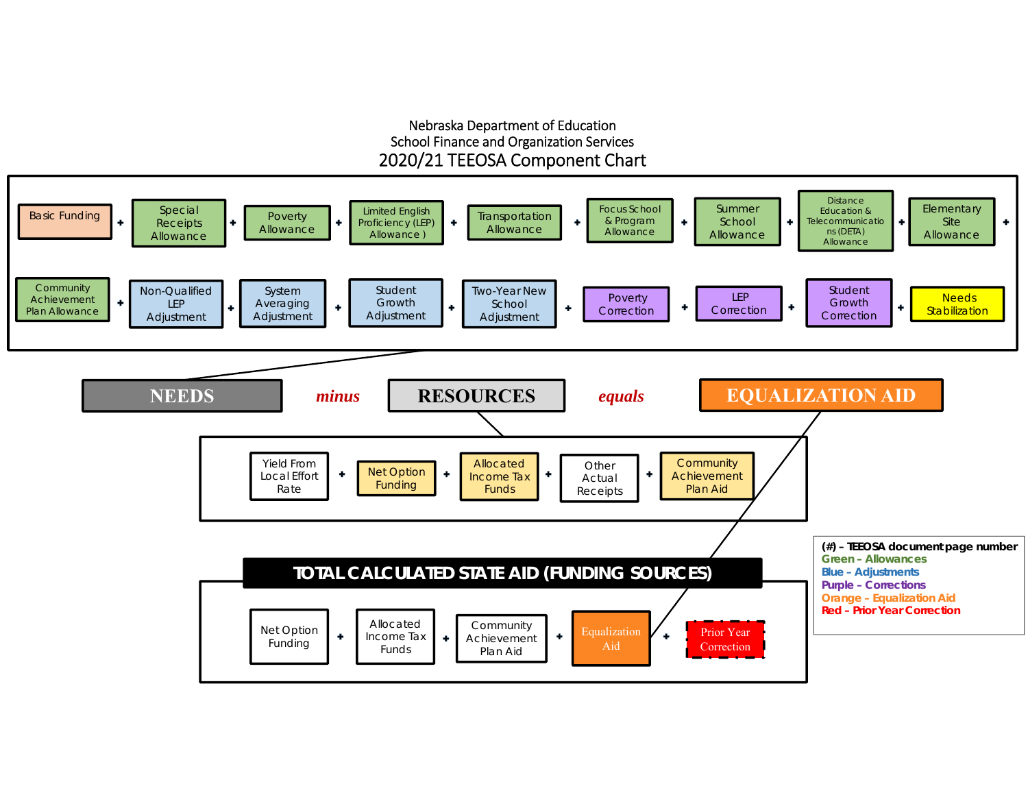Nebraska Department of Education

School Finance and Organization Services

## 2020/21 TEEOSA Component Chart

Basic Funding + Special Receipts Allowance + Poverty Allowance + Limited English Proficiency (LEP) Allowance + Transportation Allowance + Focus School & Program Allowance + Summer School Allowance + Distance Education & Telecommunications (DETA) Allowance + Elementary Site Allowance +

Community Achievement Plan Allowance + Non-Qualified LEP Adjustment + System Averaging Adjustment + Student Growth Adjustment + Two-Year New School Adjustment + Poverty Correction + LEP Correction + Student Growth Correction + Needs Stabilization

**NEEDS** *minus* **RESOURCES** *equals* **EQUALIZATION AID**

**RESOURCES:** Yield From Local Effort Rate + Net Option Funding + Allocated Income Tax Funds + Other Actual Receipts + Community Achievement Plan Aid

**TOTAL CALCULATED STATE AID (FUNDING SOURCES)**

Net Option Funding + Allocated Income Tax Funds + Community Achievement Plan Aid + Equalization Aid + Prior Year Correction

**(#) – TEEOSA document page number**
**Green – Allowances**
**Blue – Adjustments**
**Purple – Corrections**
**Orange – Equalization Aid**
**Red – Prior Year Correction**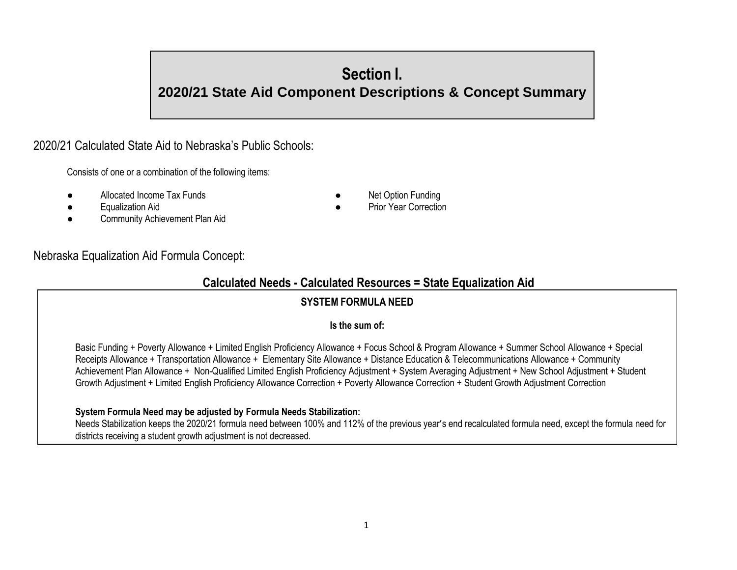# Section I.
## 2020/21 State Aid Component Descriptions & Concept Summary

2020/21 Calculated State Aid to Nebraska's Public Schools:

Consists of one or a combination of the following items:

- Allocated Income Tax Funds
- Equalization Aid
- Community Achievement Plan Aid
- Net Option Funding
- Prior Year Correction

Nebraska Equalization Aid Formula Concept:

### Calculated Needs - Calculated Resources = State Equalization Aid

**SYSTEM FORMULA NEED**

**Is the sum of:**

Basic Funding + Poverty Allowance + Limited English Proficiency Allowance + Focus School & Program Allowance + Summer School Allowance + Special Receipts Allowance + Transportation Allowance + Elementary Site Allowance + Distance Education & Telecommunications Allowance + Community Achievement Plan Allowance + Non-Qualified Limited English Proficiency Adjustment + System Averaging Adjustment + New School Adjustment + Student Growth Adjustment + Limited English Proficiency Allowance Correction + Poverty Allowance Correction + Student Growth Adjustment Correction

**System Formula Need may be adjusted by Formula Needs Stabilization:**
Needs Stabilization keeps the 2020/21 formula need between 100% and 112% of the previous year's end recalculated formula need, except the formula need for districts receiving a student growth adjustment is not decreased.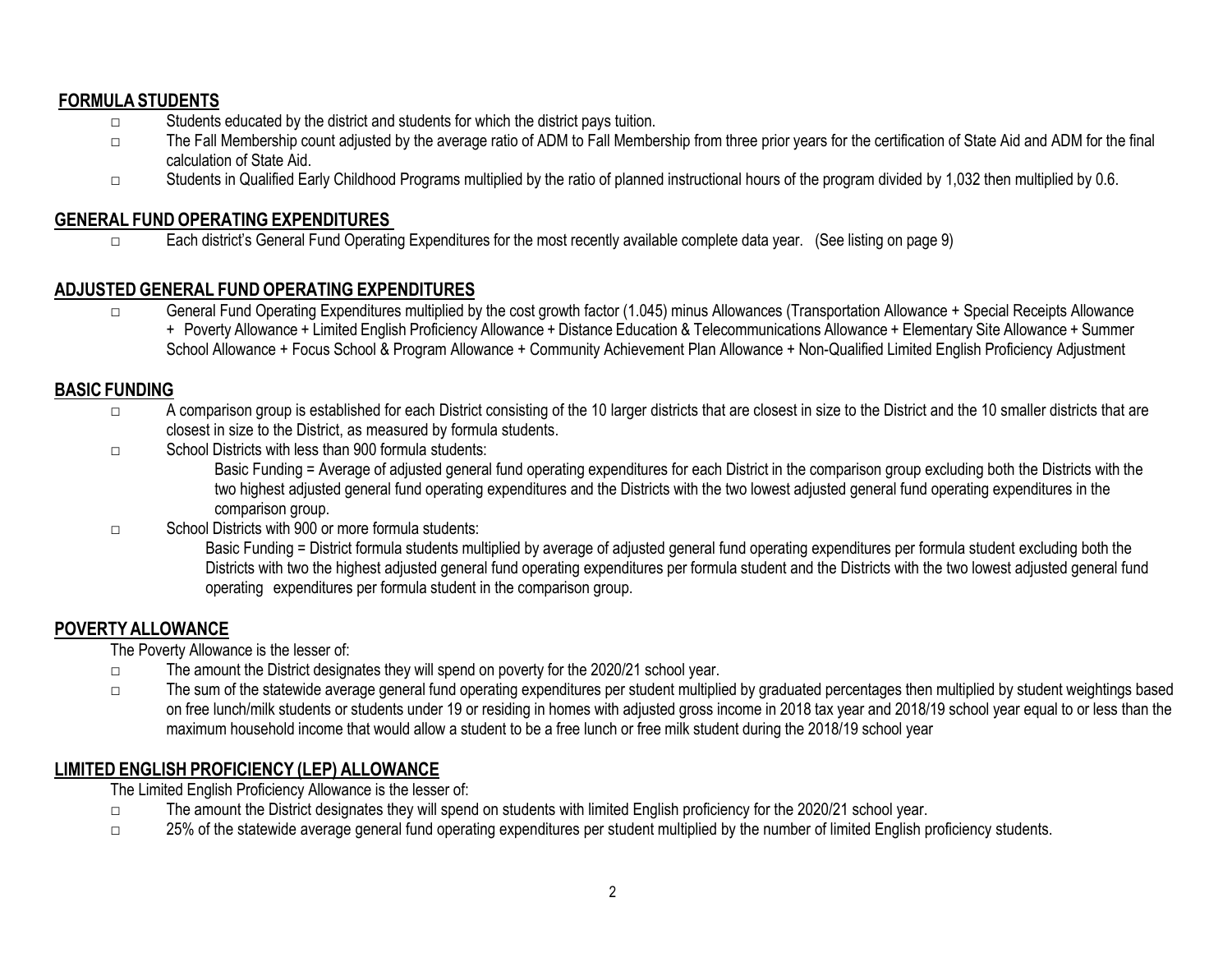## FORMULA STUDENTS

- Students educated by the district and students for which the district pays tuition.
- The Fall Membership count adjusted by the average ratio of ADM to Fall Membership from three prior years for the certification of State Aid and ADM for the final calculation of State Aid.
- Students in Qualified Early Childhood Programs multiplied by the ratio of planned instructional hours of the program divided by 1,032 then multiplied by 0.6.

## GENERAL FUND OPERATING EXPENDITURES

- Each district's General Fund Operating Expenditures for the most recently available complete data year. (See listing on page 9)

## ADJUSTED GENERAL FUND OPERATING EXPENDITURES

- General Fund Operating Expenditures multiplied by the cost growth factor (1.045) minus Allowances (Transportation Allowance + Special Receipts Allowance + Poverty Allowance + Limited English Proficiency Allowance + Distance Education & Telecommunications Allowance + Elementary Site Allowance + Summer School Allowance + Focus School & Program Allowance + Community Achievement Plan Allowance + Non-Qualified Limited English Proficiency Adjustment

## BASIC FUNDING

- A comparison group is established for each District consisting of the 10 larger districts that are closest in size to the District and the 10 smaller districts that are closest in size to the District, as measured by formula students.
- School Districts with less than 900 formula students:

  Basic Funding = Average of adjusted general fund operating expenditures for each District in the comparison group excluding both the Districts with the two highest adjusted general fund operating expenditures and the Districts with the two lowest adjusted general fund operating expenditures in the comparison group.
- School Districts with 900 or more formula students:

  Basic Funding = District formula students multiplied by average of adjusted general fund operating expenditures per formula student excluding both the Districts with two the highest adjusted general fund operating expenditures per formula student and the Districts with the two lowest adjusted general fund operating expenditures per formula student in the comparison group.

## POVERTY ALLOWANCE

The Poverty Allowance is the lesser of:

- The amount the District designates they will spend on poverty for the 2020/21 school year.
- The sum of the statewide average general fund operating expenditures per student multiplied by graduated percentages then multiplied by student weightings based on free lunch/milk students or students under 19 or residing in homes with adjusted gross income in 2018 tax year and 2018/19 school year equal to or less than the maximum household income that would allow a student to be a free lunch or free milk student during the 2018/19 school year

## LIMITED ENGLISH PROFICIENCY (LEP) ALLOWANCE

The Limited English Proficiency Allowance is the lesser of:

- The amount the District designates they will spend on students with limited English proficiency for the 2020/21 school year.
- 25% of the statewide average general fund operating expenditures per student multiplied by the number of limited English proficiency students.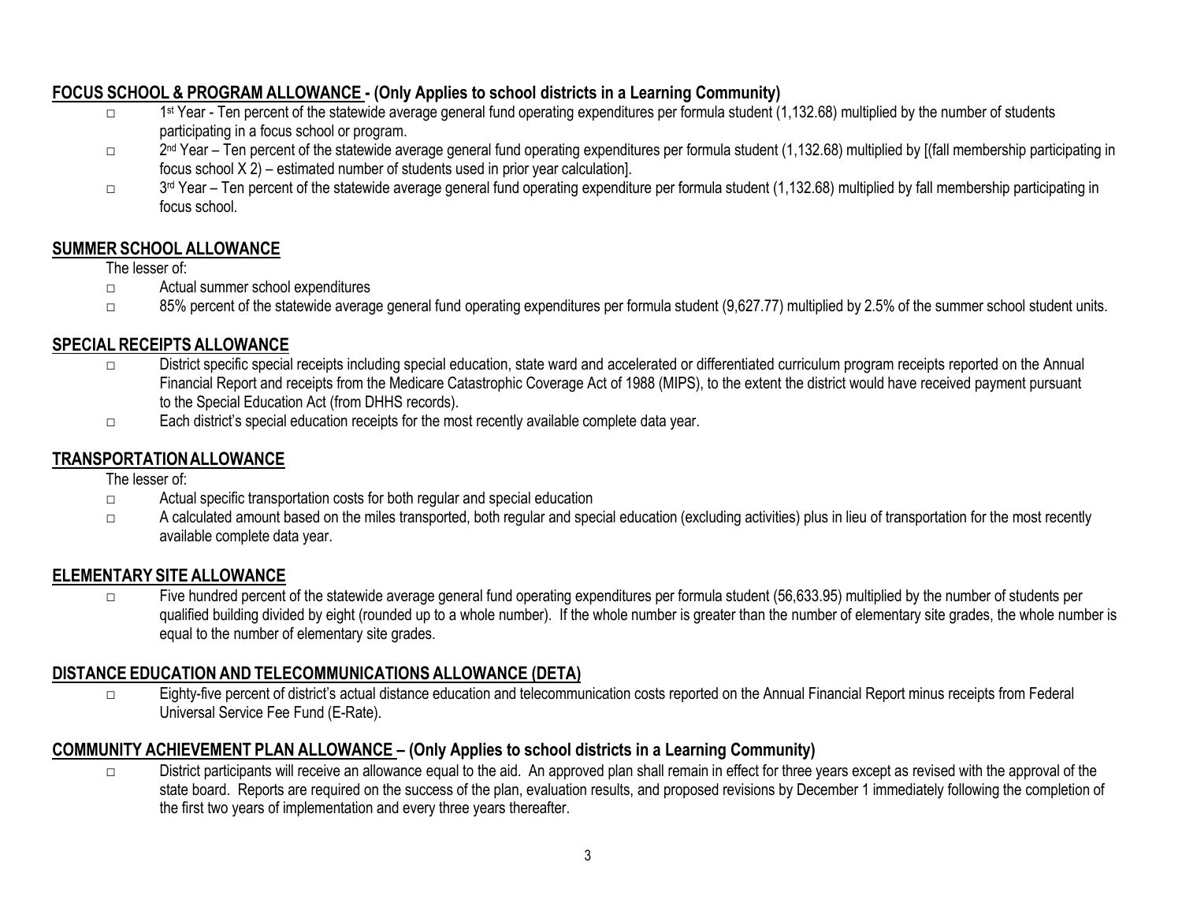## FOCUS SCHOOL & PROGRAM ALLOWANCE - (Only Applies to school districts in a Learning Community)

- 1st Year - Ten percent of the statewide average general fund operating expenditures per formula student (1,132.68) multiplied by the number of students participating in a focus school or program.
- 2nd Year – Ten percent of the statewide average general fund operating expenditures per formula student (1,132.68) multiplied by [(fall membership participating in focus school X 2) – estimated number of students used in prior year calculation].
- 3rd Year – Ten percent of the statewide average general fund operating expenditure per formula student (1,132.68) multiplied by fall membership participating in focus school.

## SUMMER SCHOOL ALLOWANCE

The lesser of:

- Actual summer school expenditures
- 85% percent of the statewide average general fund operating expenditures per formula student (9,627.77) multiplied by 2.5% of the summer school student units.

## SPECIAL RECEIPTS ALLOWANCE

- District specific special receipts including special education, state ward and accelerated or differentiated curriculum program receipts reported on the Annual Financial Report and receipts from the Medicare Catastrophic Coverage Act of 1988 (MIPS), to the extent the district would have received payment pursuant to the Special Education Act (from DHHS records).
- Each district's special education receipts for the most recently available complete data year.

## TRANSPORTATION ALLOWANCE

The lesser of:

- Actual specific transportation costs for both regular and special education
- A calculated amount based on the miles transported, both regular and special education (excluding activities) plus in lieu of transportation for the most recently available complete data year.

## ELEMENTARY SITE ALLOWANCE

- Five hundred percent of the statewide average general fund operating expenditures per formula student (56,633.95) multiplied by the number of students per qualified building divided by eight (rounded up to a whole number). If the whole number is greater than the number of elementary site grades, the whole number is equal to the number of elementary site grades.

## DISTANCE EDUCATION AND TELECOMMUNICATIONS ALLOWANCE (DETA)

- Eighty-five percent of district's actual distance education and telecommunication costs reported on the Annual Financial Report minus receipts from Federal Universal Service Fee Fund (E-Rate).

## COMMUNITY ACHIEVEMENT PLAN ALLOWANCE – (Only Applies to school districts in a Learning Community)

- District participants will receive an allowance equal to the aid. An approved plan shall remain in effect for three years except as revised with the approval of the state board. Reports are required on the success of the plan, evaluation results, and proposed revisions by December 1 immediately following the completion of the first two years of implementation and every three years thereafter.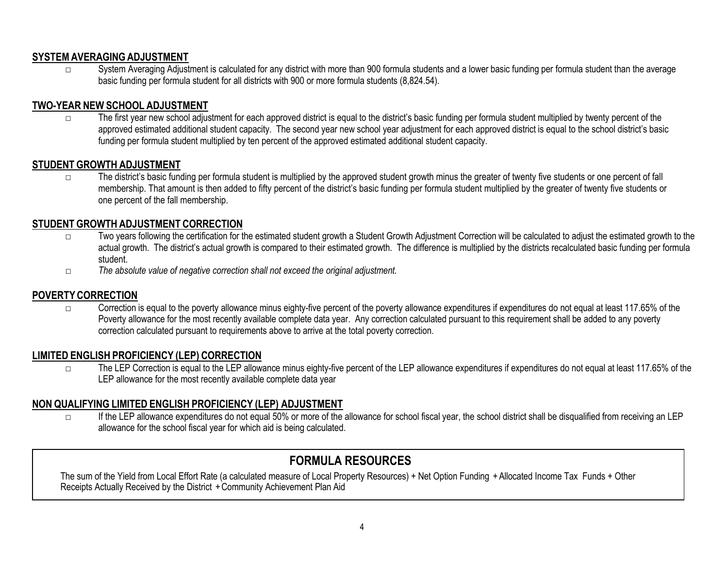## SYSTEM AVERAGING ADJUSTMENT

- System Averaging Adjustment is calculated for any district with more than 900 formula students and a lower basic funding per formula student than the average basic funding per formula student for all districts with 900 or more formula students (8,824.54).

## TWO-YEAR NEW SCHOOL ADJUSTMENT

- The first year new school adjustment for each approved district is equal to the district's basic funding per formula student multiplied by twenty percent of the approved estimated additional student capacity. The second year new school year adjustment for each approved district is equal to the school district's basic funding per formula student multiplied by ten percent of the approved estimated additional student capacity.

## STUDENT GROWTH ADJUSTMENT

- The district's basic funding per formula student is multiplied by the approved student growth minus the greater of twenty five students or one percent of fall membership. That amount is then added to fifty percent of the district's basic funding per formula student multiplied by the greater of twenty five students or one percent of the fall membership.

## STUDENT GROWTH ADJUSTMENT CORRECTION

- Two years following the certification for the estimated student growth a Student Growth Adjustment Correction will be calculated to adjust the estimated growth to the actual growth. The district's actual growth is compared to their estimated growth. The difference is multiplied by the districts recalculated basic funding per formula student.
- *The absolute value of negative correction shall not exceed the original adjustment.*

## POVERTY CORRECTION

- Correction is equal to the poverty allowance minus eighty-five percent of the poverty allowance expenditures if expenditures do not equal at least 117.65% of the Poverty allowance for the most recently available complete data year. Any correction calculated pursuant to this requirement shall be added to any poverty correction calculated pursuant to requirements above to arrive at the total poverty correction.

## LIMITED ENGLISH PROFICIENCY (LEP) CORRECTION

- The LEP Correction is equal to the LEP allowance minus eighty-five percent of the LEP allowance expenditures if expenditures do not equal at least 117.65% of the LEP allowance for the most recently available complete data year

## NON QUALIFYING LIMITED ENGLISH PROFICIENCY (LEP) ADJUSTMENT

- If the LEP allowance expenditures do not equal 50% or more of the allowance for school fiscal year, the school district shall be disqualified from receiving an LEP allowance for the school fiscal year for which aid is being calculated.

## FORMULA RESOURCES

The sum of the Yield from Local Effort Rate (a calculated measure of Local Property Resources) + Net Option Funding + Allocated Income Tax Funds + Other Receipts Actually Received by the District + Community Achievement Plan Aid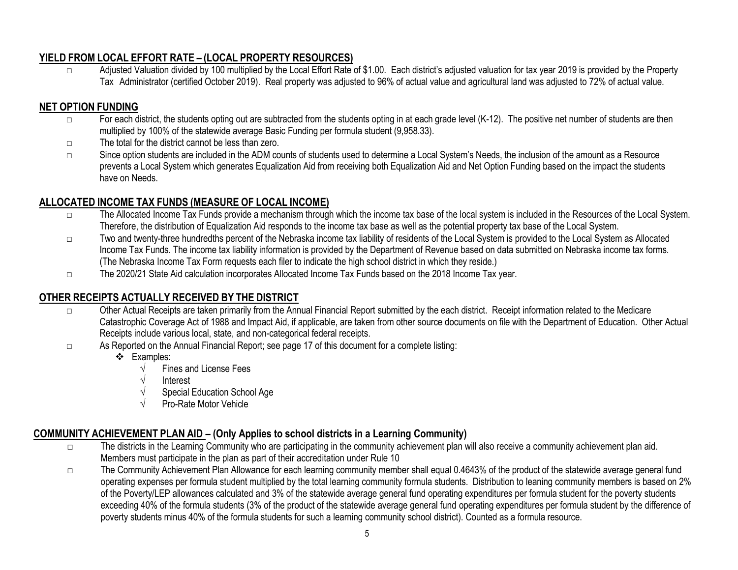## YIELD FROM LOCAL EFFORT RATE – (LOCAL PROPERTY RESOURCES)

- Adjusted Valuation divided by 100 multiplied by the Local Effort Rate of $1.00. Each district's adjusted valuation for tax year 2019 is provided by the Property Tax Administrator (certified October 2019). Real property was adjusted to 96% of actual value and agricultural land was adjusted to 72% of actual value.

## NET OPTION FUNDING

- For each district, the students opting out are subtracted from the students opting in at each grade level (K-12). The positive net number of students are then multiplied by 100% of the statewide average Basic Funding per formula student (9,958.33).
- The total for the district cannot be less than zero.
- Since option students are included in the ADM counts of students used to determine a Local System's Needs, the inclusion of the amount as a Resource prevents a Local System which generates Equalization Aid from receiving both Equalization Aid and Net Option Funding based on the impact the students have on Needs.

## ALLOCATED INCOME TAX FUNDS (MEASURE OF LOCAL INCOME)

- The Allocated Income Tax Funds provide a mechanism through which the income tax base of the local system is included in the Resources of the Local System. Therefore, the distribution of Equalization Aid responds to the income tax base as well as the potential property tax base of the Local System.
- Two and twenty-three hundredths percent of the Nebraska income tax liability of residents of the Local System is provided to the Local System as Allocated Income Tax Funds. The income tax liability information is provided by the Department of Revenue based on data submitted on Nebraska income tax forms. (The Nebraska Income Tax Form requests each filer to indicate the high school district in which they reside.)
- The 2020/21 State Aid calculation incorporates Allocated Income Tax Funds based on the 2018 Income Tax year.

## OTHER RECEIPTS ACTUALLY RECEIVED BY THE DISTRICT

- Other Actual Receipts are taken primarily from the Annual Financial Report submitted by the each district. Receipt information related to the Medicare Catastrophic Coverage Act of 1988 and Impact Aid, if applicable, are taken from other source documents on file with the Department of Education. Other Actual Receipts include various local, state, and non-categorical federal receipts.
- As Reported on the Annual Financial Report; see page 17 of this document for a complete listing:
  - Examples:
    - √ Fines and License Fees
    - √ Interest
    - √ Special Education School Age
    - √ Pro-Rate Motor Vehicle

## COMMUNITY ACHIEVEMENT PLAN AID – (Only Applies to school districts in a Learning Community)

- The districts in the Learning Community who are participating in the community achievement plan will also receive a community achievement plan aid. Members must participate in the plan as part of their accreditation under Rule 10
- The Community Achievement Plan Allowance for each learning community member shall equal 0.4643% of the product of the statewide average general fund operating expenses per formula student multiplied by the total learning community formula students. Distribution to leaning community members is based on 2% of the Poverty/LEP allowances calculated and 3% of the statewide average general fund operating expenditures per formula student for the poverty students exceeding 40% of the formula students (3% of the product of the statewide average general fund operating expenditures per formula student by the difference of poverty students minus 40% of the formula students for such a learning community school district). Counted as a formula resource.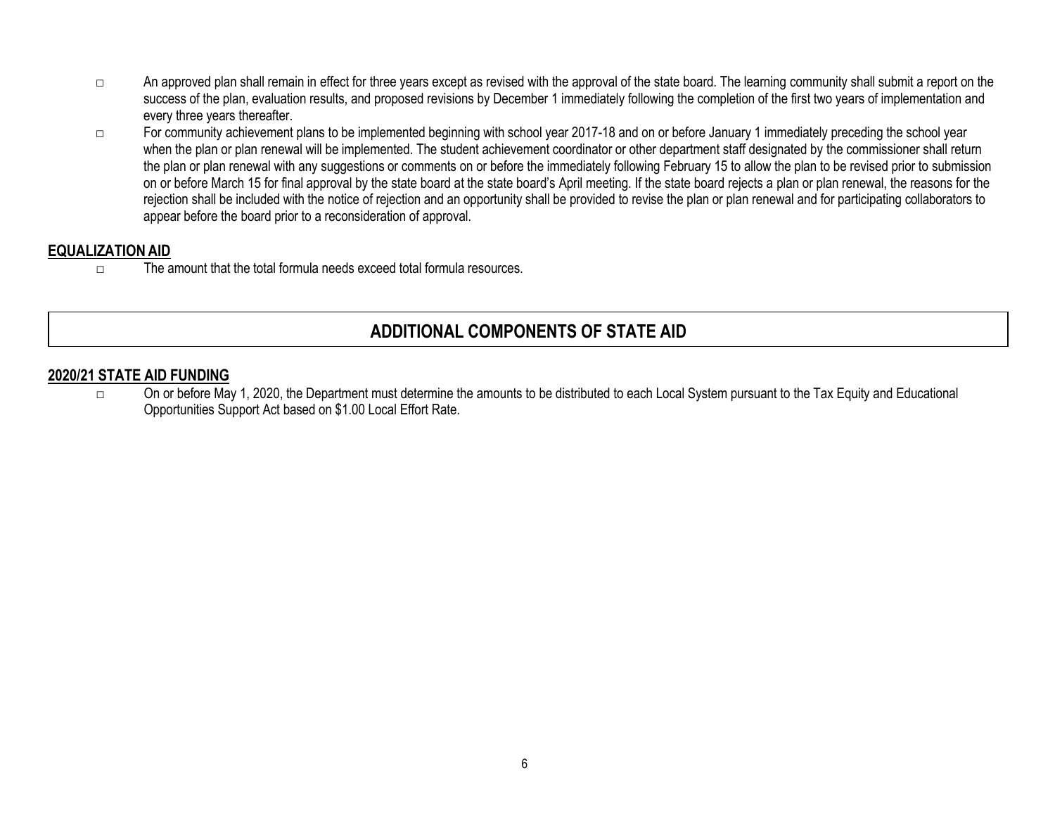- An approved plan shall remain in effect for three years except as revised with the approval of the state board. The learning community shall submit a report on the success of the plan, evaluation results, and proposed revisions by December 1 immediately following the completion of the first two years of implementation and every three years thereafter.
- For community achievement plans to be implemented beginning with school year 2017-18 and on or before January 1 immediately preceding the school year when the plan or plan renewal will be implemented. The student achievement coordinator or other department staff designated by the commissioner shall return the plan or plan renewal with any suggestions or comments on or before the immediately following February 15 to allow the plan to be revised prior to submission on or before March 15 for final approval by the state board at the state board's April meeting. If the state board rejects a plan or plan renewal, the reasons for the rejection shall be included with the notice of rejection and an opportunity shall be provided to revise the plan or plan renewal and for participating collaborators to appear before the board prior to a reconsideration of approval.

## EQUALIZATION AID

- The amount that the total formula needs exceed total formula resources.

# ADDITIONAL COMPONENTS OF STATE AID

## 2020/21 STATE AID FUNDING

- On or before May 1, 2020, the Department must determine the amounts to be distributed to each Local System pursuant to the Tax Equity and Educational Opportunities Support Act based on $1.00 Local Effort Rate.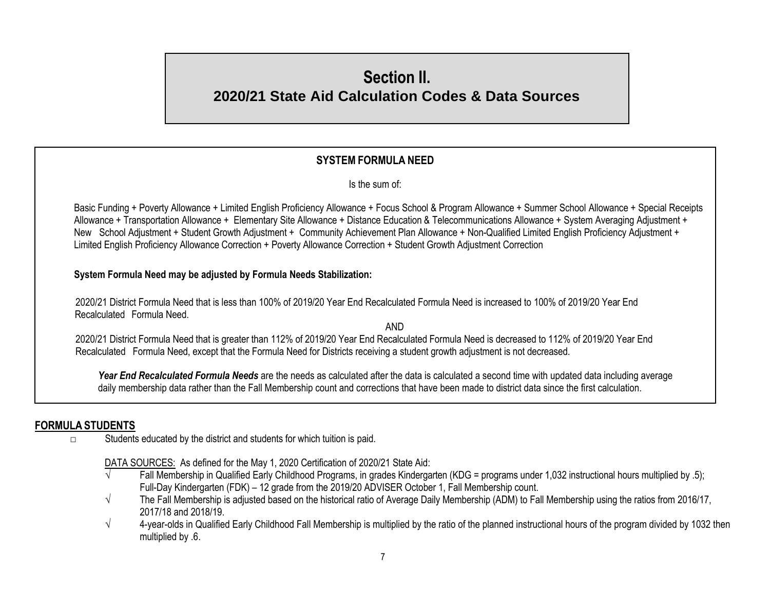# Section II.
## 2020/21 State Aid Calculation Codes & Data Sources

### SYSTEM FORMULA NEED

Is the sum of:

Basic Funding + Poverty Allowance + Limited English Proficiency Allowance + Focus School & Program Allowance + Summer School Allowance + Special Receipts Allowance + Transportation Allowance + Elementary Site Allowance + Distance Education & Telecommunications Allowance + System Averaging Adjustment + New School Adjustment + Student Growth Adjustment + Community Achievement Plan Allowance + Non-Qualified Limited English Proficiency Adjustment + Limited English Proficiency Allowance Correction + Poverty Allowance Correction + Student Growth Adjustment Correction

**System Formula Need may be adjusted by Formula Needs Stabilization:**

2020/21 District Formula Need that is less than 100% of 2019/20 Year End Recalculated Formula Need is increased to 100% of 2019/20 Year End Recalculated Formula Need.

AND

2020/21 District Formula Need that is greater than 112% of 2019/20 Year End Recalculated Formula Need is decreased to 112% of 2019/20 Year End Recalculated Formula Need, except that the Formula Need for Districts receiving a student growth adjustment is not decreased.

***Year End Recalculated Formula Needs*** are the needs as calculated after the data is calculated a second time with updated data including average daily membership data rather than the Fall Membership count and corrections that have been made to district data since the first calculation.

## FORMULA STUDENTS

- Students educated by the district and students for which tuition is paid.

  DATA SOURCES: As defined for the May 1, 2020 Certification of 2020/21 State Aid:
  - √ Fall Membership in Qualified Early Childhood Programs, in grades Kindergarten (KDG = programs under 1,032 instructional hours multiplied by .5); Full-Day Kindergarten (FDK) – 12 grade from the 2019/20 ADVISER October 1, Fall Membership count.
  - √ The Fall Membership is adjusted based on the historical ratio of Average Daily Membership (ADM) to Fall Membership using the ratios from 2016/17, 2017/18 and 2018/19.
  - √ 4-year-olds in Qualified Early Childhood Fall Membership is multiplied by the ratio of the planned instructional hours of the program divided by 1032 then multiplied by .6.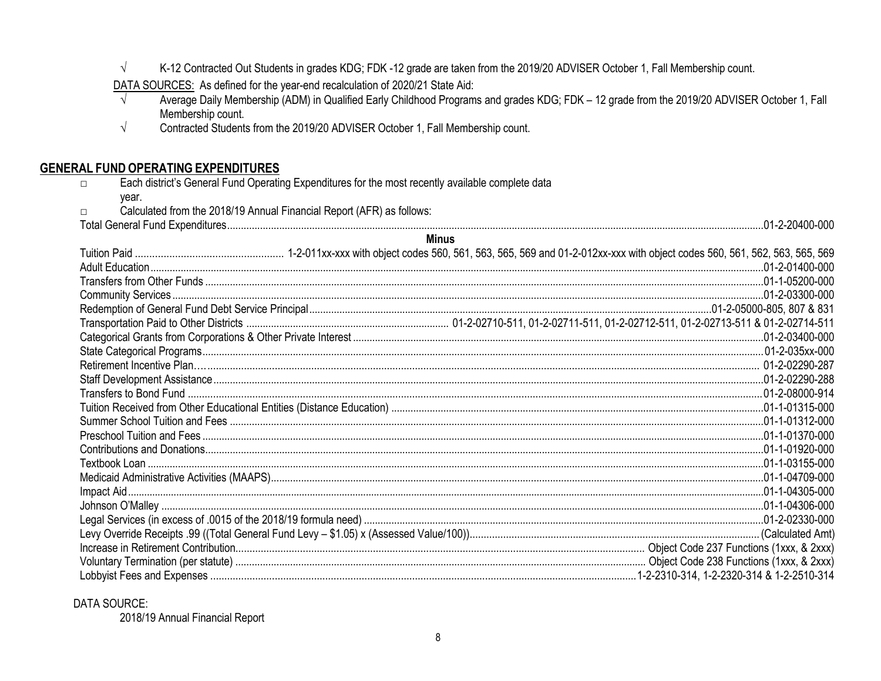- √ K-12 Contracted Out Students in grades KDG; FDK -12 grade are taken from the 2019/20 ADVISER October 1, Fall Membership count.

DATA SOURCES: As defined for the year-end recalculation of 2020/21 State Aid:

- √ Average Daily Membership (ADM) in Qualified Early Childhood Programs and grades KDG; FDK – 12 grade from the 2019/20 ADVISER October 1, Fall Membership count.
- √ Contracted Students from the 2019/20 ADVISER October 1, Fall Membership count.

## GENERAL FUND OPERATING EXPENDITURES

- □ Each district's General Fund Operating Expenditures for the most recently available complete data year.
- □ Calculated from the 2018/19 Annual Financial Report (AFR) as follows:

| Item | Code |
|---|---|
| Total General Fund Expenditures | 01-2-20400-000 |
| **Minus** | |
| Tuition Paid | 1-2-011xx-xxx with object codes 560, 561, 563, 565, 569 and 01-2-012xx-xxx with object codes 560, 561, 562, 563, 565, 569 |
| Adult Education | 01-2-01400-000 |
| Transfers from Other Funds | 01-1-05200-000 |
| Community Services | 01-2-03300-000 |
| Redemption of General Fund Debt Service Principal | 01-2-05000-805, 807 & 831 |
| Transportation Paid to Other Districts | 01-2-02710-511, 01-2-02711-511, 01-2-02712-511, 01-2-02713-511 & 01-2-02714-511 |
| Categorical Grants from Corporations & Other Private Interest | 01-2-03400-000 |
| State Categorical Programs | 01-2-035xx-000 |
| Retirement Incentive Plan | 01-2-02290-287 |
| Staff Development Assistance | 01-2-02290-288 |
| Transfers to Bond Fund | 01-2-08000-914 |
| Tuition Received from Other Educational Entities (Distance Education) | 01-1-01315-000 |
| Summer School Tuition and Fees | 01-1-01312-000 |
| Preschool Tuition and Fees | 01-1-01370-000 |
| Contributions and Donations | 01-1-01920-000 |
| Textbook Loan | 01-1-03155-000 |
| Medicaid Administrative Activities (MAAPS) | 01-1-04709-000 |
| Impact Aid | 01-1-04305-000 |
| Johnson O'Malley | 01-1-04306-000 |
| Legal Services (in excess of .0015 of the 2018/19 formula need) | 01-2-02330-000 |
| Levy Override Receipts .99 ((Total General Fund Levy – \$1.05) x (Assessed Value/100)) | (Calculated Amt) |
| Increase in Retirement Contribution | Object Code 237 Functions (1xxx, & 2xxx) |
| Voluntary Termination (per statute) | Object Code 238 Functions (1xxx, & 2xxx) |
| Lobbyist Fees and Expenses | 1-2-2310-314, 1-2-2320-314 & 1-2-2510-314 |

DATA SOURCE:

2018/19 Annual Financial Report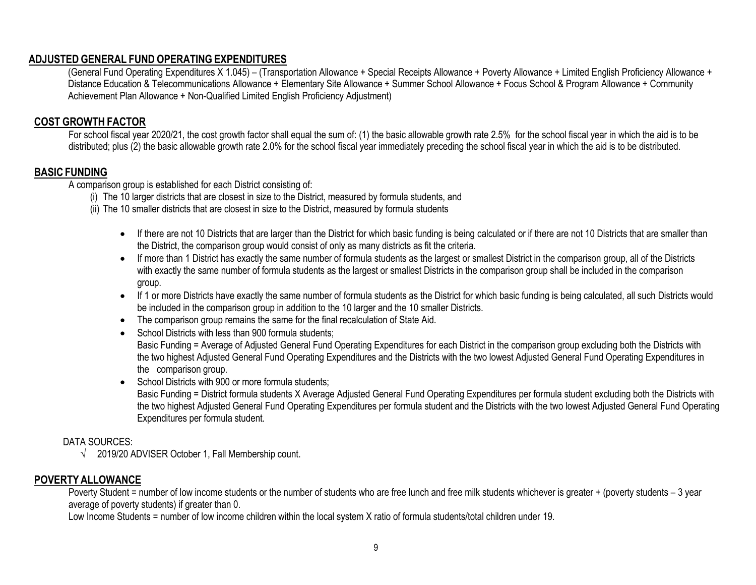## ADJUSTED GENERAL FUND OPERATING EXPENDITURES

(General Fund Operating Expenditures X 1.045) – (Transportation Allowance + Special Receipts Allowance + Poverty Allowance + Limited English Proficiency Allowance + Distance Education & Telecommunications Allowance + Elementary Site Allowance + Summer School Allowance + Focus School & Program Allowance + Community Achievement Plan Allowance + Non-Qualified Limited English Proficiency Adjustment)

## COST GROWTH FACTOR

For school fiscal year 2020/21, the cost growth factor shall equal the sum of: (1) the basic allowable growth rate 2.5% for the school fiscal year in which the aid is to be distributed; plus (2) the basic allowable growth rate 2.0% for the school fiscal year immediately preceding the school fiscal year in which the aid is to be distributed.

## BASIC FUNDING

A comparison group is established for each District consisting of:

(i) The 10 larger districts that are closest in size to the District, measured by formula students, and
(ii) The 10 smaller districts that are closest in size to the District, measured by formula students

- If there are not 10 Districts that are larger than the District for which basic funding is being calculated or if there are not 10 Districts that are smaller than the District, the comparison group would consist of only as many districts as fit the criteria.
- If more than 1 District has exactly the same number of formula students as the largest or smallest District in the comparison group, all of the Districts with exactly the same number of formula students as the largest or smallest Districts in the comparison group shall be included in the comparison group.
- If 1 or more Districts have exactly the same number of formula students as the District for which basic funding is being calculated, all such Districts would be included in the comparison group in addition to the 10 larger and the 10 smaller Districts.
- The comparison group remains the same for the final recalculation of State Aid.
- School Districts with less than 900 formula students;
  Basic Funding = Average of Adjusted General Fund Operating Expenditures for each District in the comparison group excluding both the Districts with the two highest Adjusted General Fund Operating Expenditures and the Districts with the two lowest Adjusted General Fund Operating Expenditures in the comparison group.
- School Districts with 900 or more formula students;
  Basic Funding = District formula students X Average Adjusted General Fund Operating Expenditures per formula student excluding both the Districts with the two highest Adjusted General Fund Operating Expenditures per formula student and the Districts with the two lowest Adjusted General Fund Operating Expenditures per formula student.

DATA SOURCES:

√ 2019/20 ADVISER October 1, Fall Membership count.

## POVERTY ALLOWANCE

Poverty Student = number of low income students or the number of students who are free lunch and free milk students whichever is greater + (poverty students – 3 year average of poverty students) if greater than 0.

Low Income Students = number of low income children within the local system X ratio of formula students/total children under 19.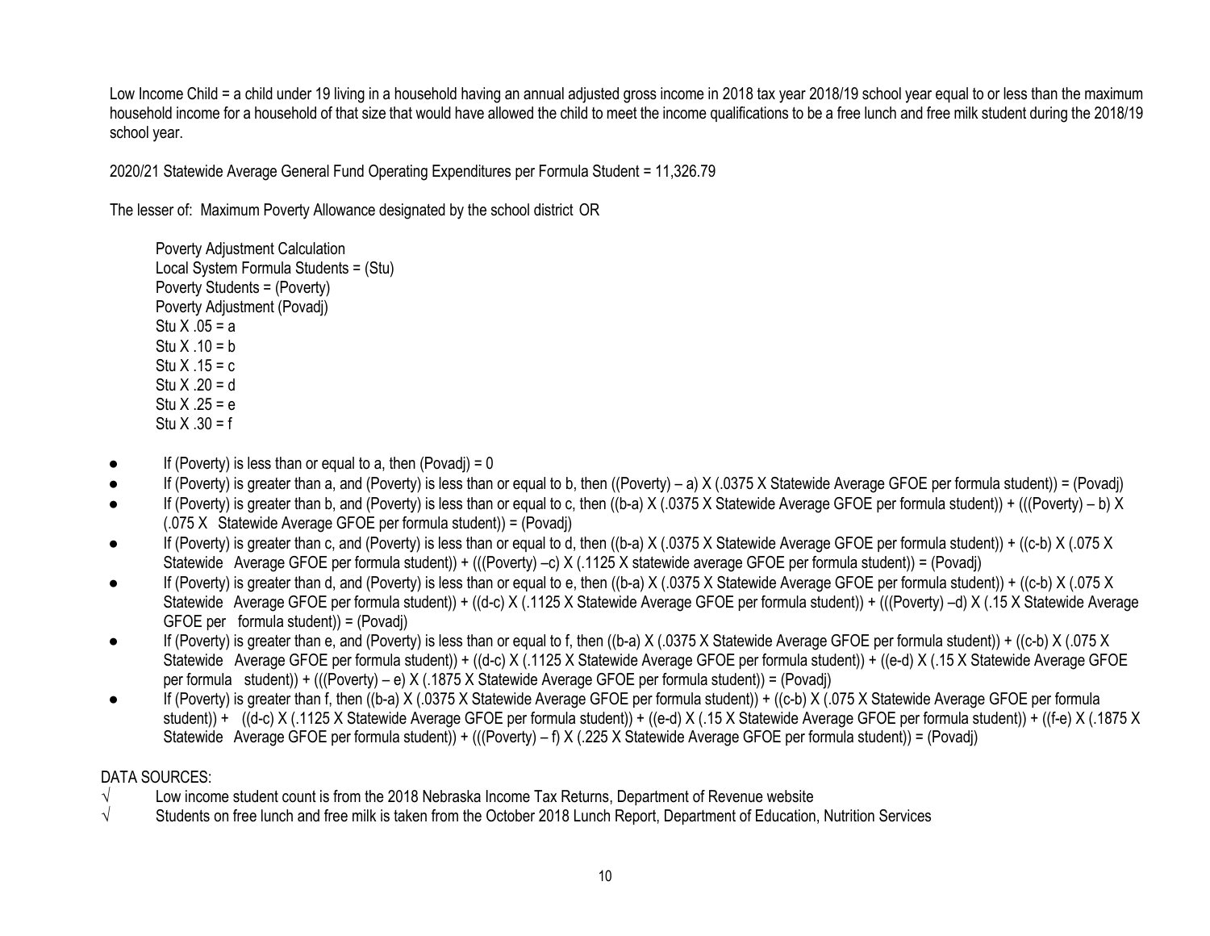Low Income Child = a child under 19 living in a household having an annual adjusted gross income in 2018 tax year 2018/19 school year equal to or less than the maximum household income for a household of that size that would have allowed the child to meet the income qualifications to be a free lunch and free milk student during the 2018/19 school year.

2020/21 Statewide Average General Fund Operating Expenditures per Formula Student = 11,326.79

The lesser of: Maximum Poverty Allowance designated by the school district OR

Poverty Adjustment Calculation
Local System Formula Students = (Stu)
Poverty Students = (Poverty)
Poverty Adjustment (Povadj)
Stu X .05 = a
Stu X .10 = b
Stu X .15 = c
Stu X .20 = d
Stu X .25 = e
Stu X .30 = f

- If (Poverty) is less than or equal to a, then (Povadj) = 0
- If (Poverty) is greater than a, and (Poverty) is less than or equal to b, then ((Poverty) – a) X (.0375 X Statewide Average GFOE per formula student)) = (Povadj)
- If (Poverty) is greater than b, and (Poverty) is less than or equal to c, then ((b-a) X (.0375 X Statewide Average GFOE per formula student)) + (((Poverty) – b) X (.075 X Statewide Average GFOE per formula student)) = (Povadj)
- If (Poverty) is greater than c, and (Poverty) is less than or equal to d, then ((b-a) X (.0375 X Statewide Average GFOE per formula student)) + ((c-b) X (.075 X Statewide Average GFOE per formula student)) + (((Poverty) –c) X (.1125 X statewide average GFOE per formula student)) = (Povadj)
- If (Poverty) is greater than d, and (Poverty) is less than or equal to e, then ((b-a) X (.0375 X Statewide Average GFOE per formula student)) + ((c-b) X (.075 X Statewide Average GFOE per formula student)) + ((d-c) X (.1125 X Statewide Average GFOE per formula student)) + (((Poverty) –d) X (.15 X Statewide Average GFOE per formula student)) = (Povadj)
- If (Poverty) is greater than e, and (Poverty) is less than or equal to f, then ((b-a) X (.0375 X Statewide Average GFOE per formula student)) + ((c-b) X (.075 X Statewide Average GFOE per formula student)) + ((d-c) X (.1125 X Statewide Average GFOE per formula student)) + ((e-d) X (.15 X Statewide Average GFOE per formula student)) + (((Poverty) – e) X (.1875 X Statewide Average GFOE per formula student)) = (Povadj)
- If (Poverty) is greater than f, then ((b-a) X (.0375 X Statewide Average GFOE per formula student)) + ((c-b) X (.075 X Statewide Average GFOE per formula student)) + ((d-c) X (.1125 X Statewide Average GFOE per formula student)) + ((e-d) X (.15 X Statewide Average GFOE per formula student)) + ((f-e) X (.1875 X Statewide Average GFOE per formula student)) + (((Poverty) – f) X (.225 X Statewide Average GFOE per formula student)) = (Povadj)

DATA SOURCES:

√ Low income student count is from the 2018 Nebraska Income Tax Returns, Department of Revenue website
√ Students on free lunch and free milk is taken from the October 2018 Lunch Report, Department of Education, Nutrition Services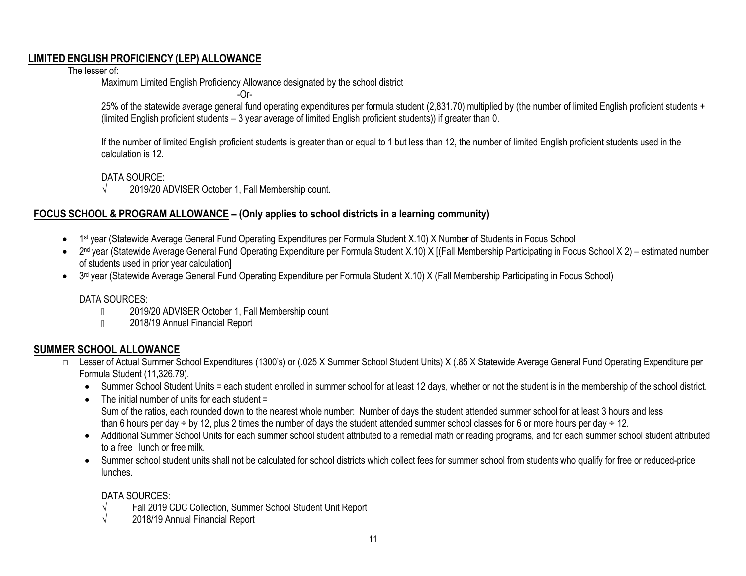## LIMITED ENGLISH PROFICIENCY (LEP) ALLOWANCE

The lesser of:

Maximum Limited English Proficiency Allowance designated by the school district

-Or-

25% of the statewide average general fund operating expenditures per formula student (2,831.70) multiplied by (the number of limited English proficient students + (limited English proficient students – 3 year average of limited English proficient students)) if greater than 0.

If the number of limited English proficient students is greater than or equal to 1 but less than 12, the number of limited English proficient students used in the calculation is 12.

DATA SOURCE:

√ 2019/20 ADVISER October 1, Fall Membership count.

## FOCUS SCHOOL & PROGRAM ALLOWANCE – (Only applies to school districts in a learning community)

- 1st year (Statewide Average General Fund Operating Expenditures per Formula Student X.10) X Number of Students in Focus School
- 2nd year (Statewide Average General Fund Operating Expenditure per Formula Student X.10) X [(Fall Membership Participating in Focus School X 2) – estimated number of students used in prior year calculation]
- 3rd year (Statewide Average General Fund Operating Expenditure per Formula Student X.10) X (Fall Membership Participating in Focus School)

DATA SOURCES:

- 2019/20 ADVISER October 1, Fall Membership count
- 2018/19 Annual Financial Report

## SUMMER SCHOOL ALLOWANCE

- Lesser of Actual Summer School Expenditures (1300's) or (.025 X Summer School Student Units) X (.85 X Statewide Average General Fund Operating Expenditure per Formula Student (11,326.79).
  - Summer School Student Units = each student enrolled in summer school for at least 12 days, whether or not the student is in the membership of the school district.
  - The initial number of units for each student =
    Sum of the ratios, each rounded down to the nearest whole number: Number of days the student attended summer school for at least 3 hours and less than 6 hours per day ÷ by 12, plus 2 times the number of days the student attended summer school classes for 6 or more hours per day ÷ 12.
  - Additional Summer School Units for each summer school student attributed to a remedial math or reading programs, and for each summer school student attributed to a free lunch or free milk.
  - Summer school student units shall not be calculated for school districts which collect fees for summer school from students who qualify for free or reduced-price lunches.

  DATA SOURCES:

  √ Fall 2019 CDC Collection, Summer School Student Unit Report

  √ 2018/19 Annual Financial Report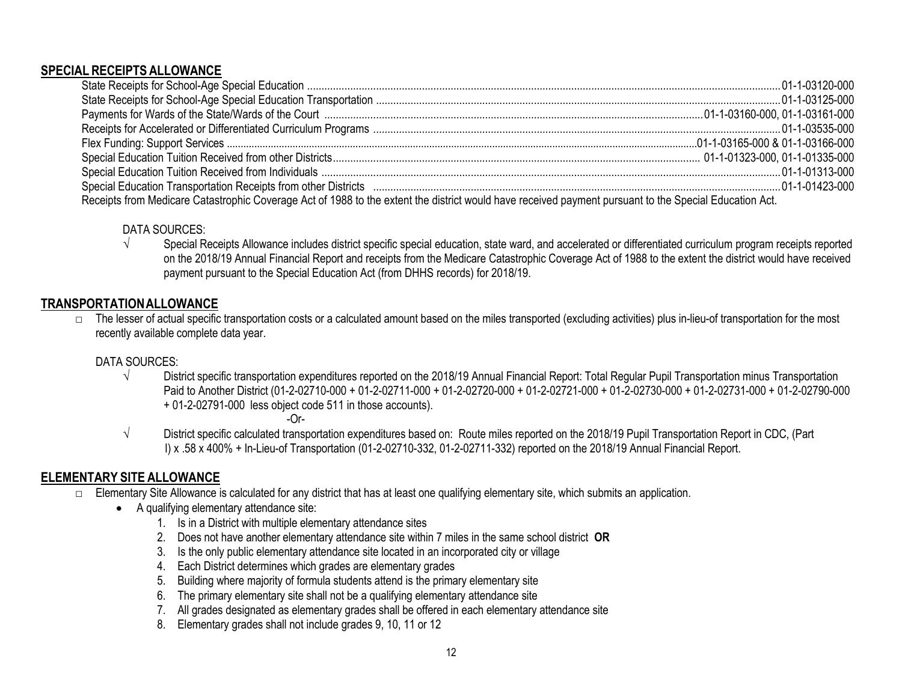## SPECIAL RECEIPTS ALLOWANCE

State Receipts for School-Age Special Education ........................................ 01-1-03120-000
State Receipts for School-Age Special Education Transportation ........................................ 01-1-03125-000
Payments for Wards of the State/Wards of the Court ........................................ 01-1-03160-000, 01-1-03161-000
Receipts for Accelerated or Differentiated Curriculum Programs ........................................ 01-1-03535-000
Flex Funding: Support Services ........................................ 01-1-03165-000 & 01-1-03166-000
Special Education Tuition Received from other Districts ........................................ 01-1-01323-000, 01-1-01335-000
Special Education Tuition Received from Individuals ........................................ 01-1-01313-000
Special Education Transportation Receipts from other Districts ........................................ 01-1-01423-000
Receipts from Medicare Catastrophic Coverage Act of 1988 to the extent the district would have received payment pursuant to the Special Education Act.

DATA SOURCES:

- √ Special Receipts Allowance includes district specific special education, state ward, and accelerated or differentiated curriculum program receipts reported on the 2018/19 Annual Financial Report and receipts from the Medicare Catastrophic Coverage Act of 1988 to the extent the district would have received payment pursuant to the Special Education Act (from DHHS records) for 2018/19.

## TRANSPORTATION ALLOWANCE

- □ The lesser of actual specific transportation costs or a calculated amount based on the miles transported (excluding activities) plus in-lieu-of transportation for the most recently available complete data year.

DATA SOURCES:

- √ District specific transportation expenditures reported on the 2018/19 Annual Financial Report: Total Regular Pupil Transportation minus Transportation Paid to Another District (01-2-02710-000 + 01-2-02711-000 + 01-2-02720-000 + 01-2-02721-000 + 01-2-02730-000 + 01-2-02731-000 + 01-2-02790-000 + 01-2-02791-000 less object code 511 in those accounts).

  -Or-

- √ District specific calculated transportation expenditures based on: Route miles reported on the 2018/19 Pupil Transportation Report in CDC, (Part I) x .58 x 400% + In-Lieu-of Transportation (01-2-02710-332, 01-2-02711-332) reported on the 2018/19 Annual Financial Report.

## ELEMENTARY SITE ALLOWANCE

- □ Elementary Site Allowance is calculated for any district that has at least one qualifying elementary site, which submits an application.
  - A qualifying elementary attendance site:
    1. Is in a District with multiple elementary attendance sites
    2. Does not have another elementary attendance site within 7 miles in the same school district **OR**
    3. Is the only public elementary attendance site located in an incorporated city or village
    4. Each District determines which grades are elementary grades
    5. Building where majority of formula students attend is the primary elementary site
    6. The primary elementary site shall not be a qualifying elementary attendance site
    7. All grades designated as elementary grades shall be offered in each elementary attendance site
    8. Elementary grades shall not include grades 9, 10, 11 or 12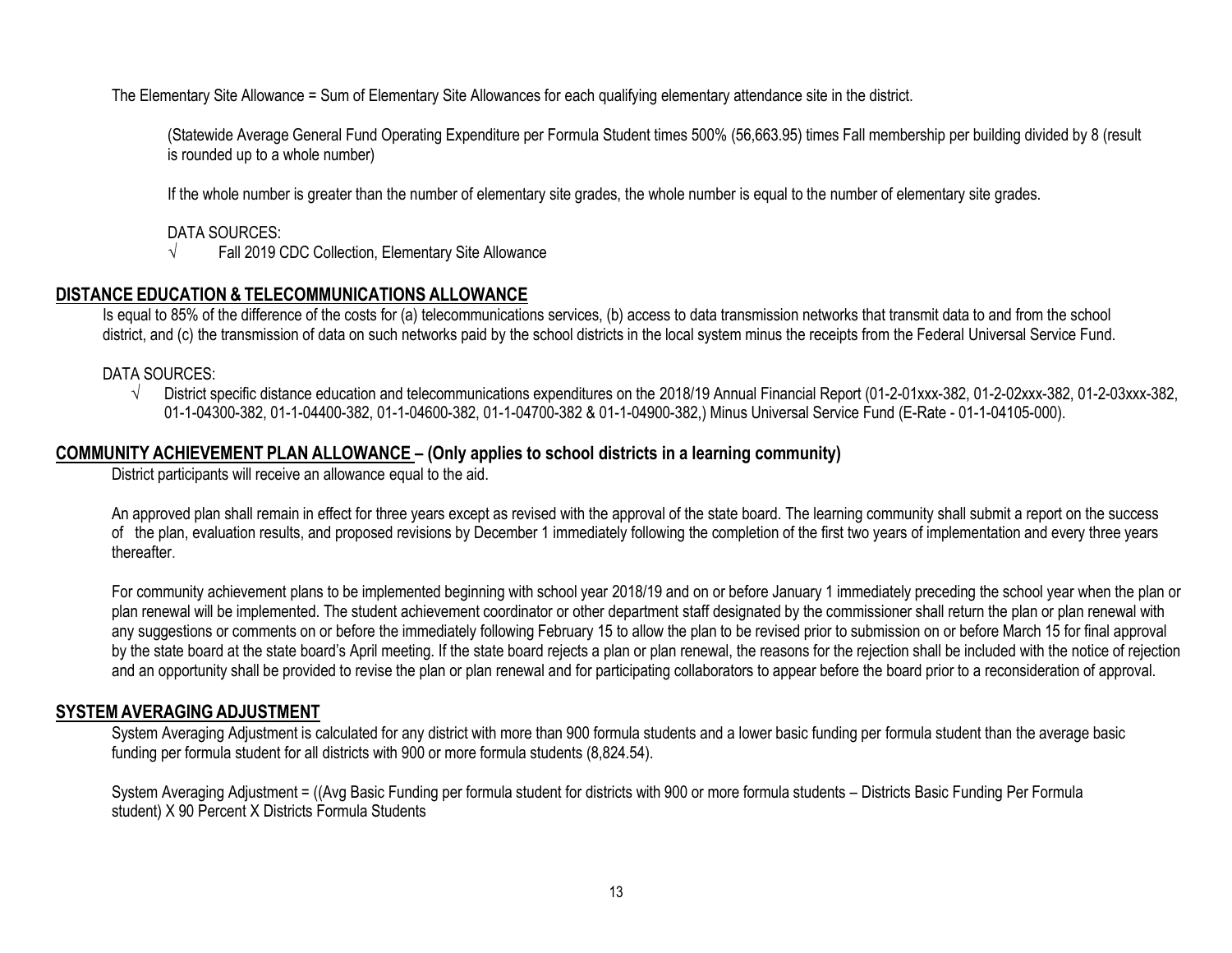The Elementary Site Allowance = Sum of Elementary Site Allowances for each qualifying elementary attendance site in the district.

(Statewide Average General Fund Operating Expenditure per Formula Student times 500% (56,663.95) times Fall membership per building divided by 8 (result is rounded up to a whole number)

If the whole number is greater than the number of elementary site grades, the whole number is equal to the number of elementary site grades.

DATA SOURCES:

√ Fall 2019 CDC Collection, Elementary Site Allowance

## DISTANCE EDUCATION & TELECOMMUNICATIONS ALLOWANCE

Is equal to 85% of the difference of the costs for (a) telecommunications services, (b) access to data transmission networks that transmit data to and from the school district, and (c) the transmission of data on such networks paid by the school districts in the local system minus the receipts from the Federal Universal Service Fund.

DATA SOURCES:

√ District specific distance education and telecommunications expenditures on the 2018/19 Annual Financial Report (01-2-01xxx-382, 01-2-02xxx-382, 01-2-03xxx-382, 01-1-04300-382, 01-1-04400-382, 01-1-04600-382, 01-1-04700-382 & 01-1-04900-382,) Minus Universal Service Fund (E-Rate - 01-1-04105-000).

## COMMUNITY ACHIEVEMENT PLAN ALLOWANCE – (Only applies to school districts in a learning community)

District participants will receive an allowance equal to the aid.

An approved plan shall remain in effect for three years except as revised with the approval of the state board. The learning community shall submit a report on the success of the plan, evaluation results, and proposed revisions by December 1 immediately following the completion of the first two years of implementation and every three years thereafter.

For community achievement plans to be implemented beginning with school year 2018/19 and on or before January 1 immediately preceding the school year when the plan or plan renewal will be implemented. The student achievement coordinator or other department staff designated by the commissioner shall return the plan or plan renewal with any suggestions or comments on or before the immediately following February 15 to allow the plan to be revised prior to submission on or before March 15 for final approval by the state board at the state board's April meeting. If the state board rejects a plan or plan renewal, the reasons for the rejection shall be included with the notice of rejection and an opportunity shall be provided to revise the plan or plan renewal and for participating collaborators to appear before the board prior to a reconsideration of approval.

## SYSTEM AVERAGING ADJUSTMENT

System Averaging Adjustment is calculated for any district with more than 900 formula students and a lower basic funding per formula student than the average basic funding per formula student for all districts with 900 or more formula students (8,824.54).

System Averaging Adjustment = ((Avg Basic Funding per formula student for districts with 900 or more formula students – Districts Basic Funding Per Formula student) X 90 Percent X Districts Formula Students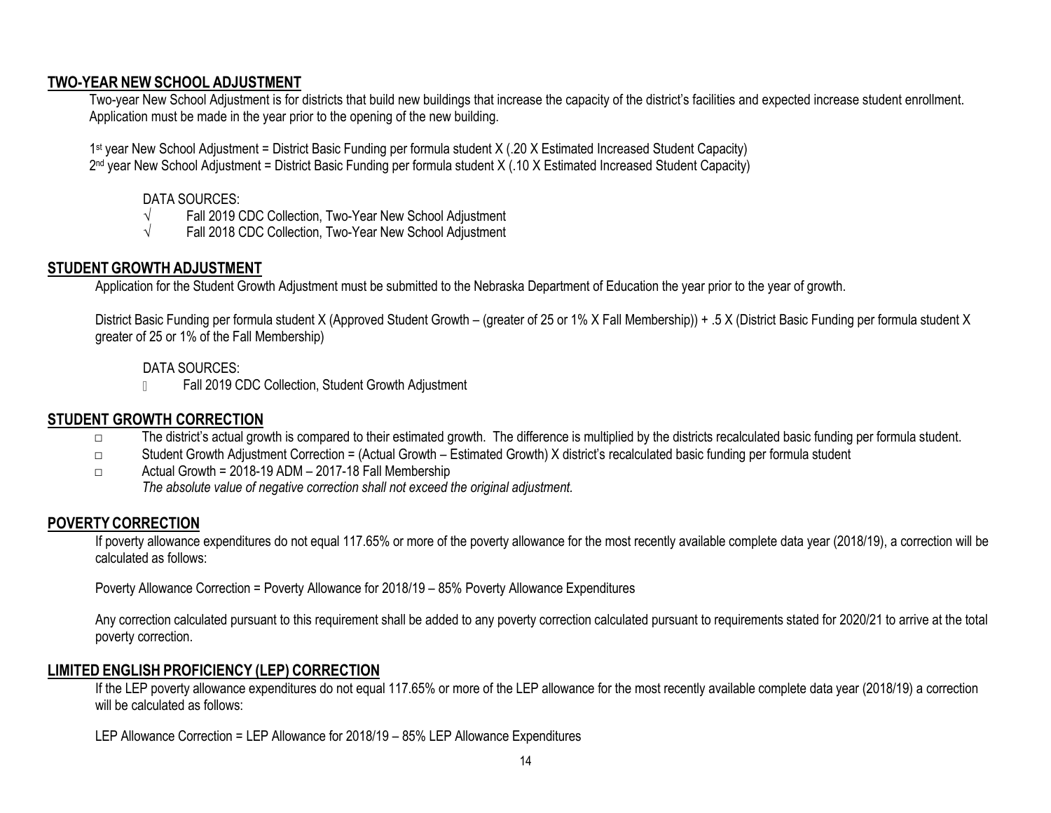## TWO-YEAR NEW SCHOOL ADJUSTMENT

Two-year New School Adjustment is for districts that build new buildings that increase the capacity of the district's facilities and expected increase student enrollment. Application must be made in the year prior to the opening of the new building.

1st year New School Adjustment = District Basic Funding per formula student X (.20 X Estimated Increased Student Capacity)
2nd year New School Adjustment = District Basic Funding per formula student X (.10 X Estimated Increased Student Capacity)

DATA SOURCES:

- √ Fall 2019 CDC Collection, Two-Year New School Adjustment
- √ Fall 2018 CDC Collection, Two-Year New School Adjustment

## STUDENT GROWTH ADJUSTMENT

Application for the Student Growth Adjustment must be submitted to the Nebraska Department of Education the year prior to the year of growth.

District Basic Funding per formula student X (Approved Student Growth – (greater of 25 or 1% X Fall Membership)) + .5 X (District Basic Funding per formula student X greater of 25 or 1% of the Fall Membership)

DATA SOURCES:

- Fall 2019 CDC Collection, Student Growth Adjustment

## STUDENT GROWTH CORRECTION

- The district's actual growth is compared to their estimated growth. The difference is multiplied by the districts recalculated basic funding per formula student.
- Student Growth Adjustment Correction = (Actual Growth – Estimated Growth) X district's recalculated basic funding per formula student
- Actual Growth = 2018-19 ADM – 2017-18 Fall Membership

  *The absolute value of negative correction shall not exceed the original adjustment.*

## POVERTY CORRECTION

If poverty allowance expenditures do not equal 117.65% or more of the poverty allowance for the most recently available complete data year (2018/19), a correction will be calculated as follows:

Poverty Allowance Correction = Poverty Allowance for 2018/19 – 85% Poverty Allowance Expenditures

Any correction calculated pursuant to this requirement shall be added to any poverty correction calculated pursuant to requirements stated for 2020/21 to arrive at the total poverty correction.

## LIMITED ENGLISH PROFICIENCY (LEP) CORRECTION

If the LEP poverty allowance expenditures do not equal 117.65% or more of the LEP allowance for the most recently available complete data year (2018/19) a correction will be calculated as follows:

LEP Allowance Correction = LEP Allowance for 2018/19 – 85% LEP Allowance Expenditures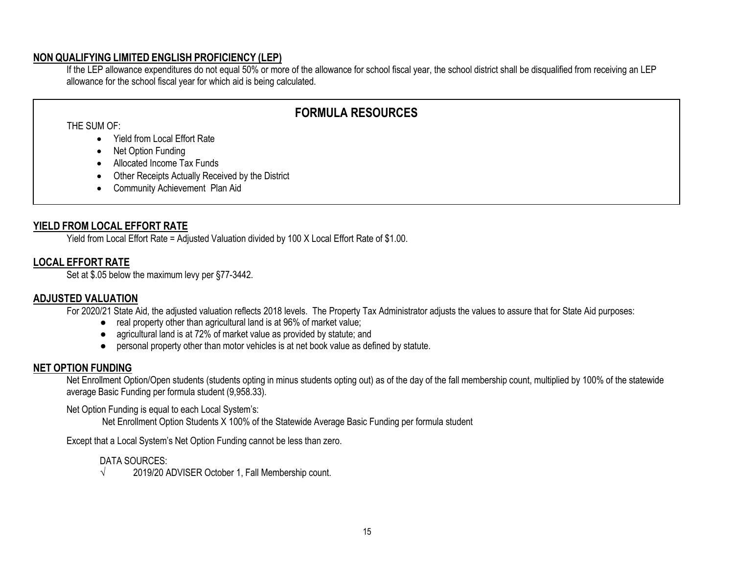## NON QUALIFYING LIMITED ENGLISH PROFICIENCY (LEP)

If the LEP allowance expenditures do not equal 50% or more of the allowance for school fiscal year, the school district shall be disqualified from receiving an LEP allowance for the school fiscal year for which aid is being calculated.

## FORMULA RESOURCES

THE SUM OF:

- Yield from Local Effort Rate
- Net Option Funding
- Allocated Income Tax Funds
- Other Receipts Actually Received by the District
- Community Achievement Plan Aid

## YIELD FROM LOCAL EFFORT RATE

Yield from Local Effort Rate = Adjusted Valuation divided by 100 X Local Effort Rate of $1.00.

## LOCAL EFFORT RATE

Set at $.05 below the maximum levy per §77-3442.

## ADJUSTED VALUATION

For 2020/21 State Aid, the adjusted valuation reflects 2018 levels. The Property Tax Administrator adjusts the values to assure that for State Aid purposes:

- real property other than agricultural land is at 96% of market value;
- agricultural land is at 72% of market value as provided by statute; and
- personal property other than motor vehicles is at net book value as defined by statute.

## NET OPTION FUNDING

Net Enrollment Option/Open students (students opting in minus students opting out) as of the day of the fall membership count, multiplied by 100% of the statewide average Basic Funding per formula student (9,958.33).

Net Option Funding is equal to each Local System's:

Net Enrollment Option Students X 100% of the Statewide Average Basic Funding per formula student

Except that a Local System's Net Option Funding cannot be less than zero.

DATA SOURCES:

√ 2019/20 ADVISER October 1, Fall Membership count.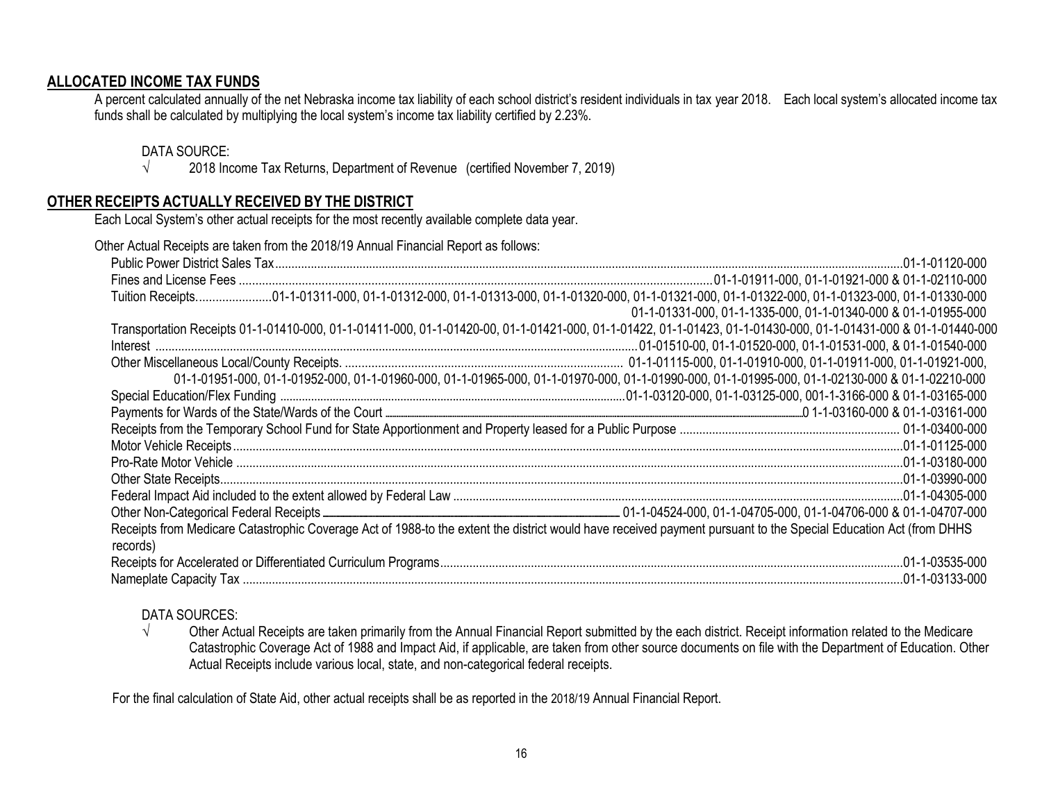## ALLOCATED INCOME TAX FUNDS

A percent calculated annually of the net Nebraska income tax liability of each school district's resident individuals in tax year 2018. Each local system's allocated income tax funds shall be calculated by multiplying the local system's income tax liability certified by 2.23%.

DATA SOURCE:

√ 2018 Income Tax Returns, Department of Revenue (certified November 7, 2019)

## OTHER RECEIPTS ACTUALLY RECEIVED BY THE DISTRICT

Each Local System's other actual receipts for the most recently available complete data year.

Other Actual Receipts are taken from the 2018/19 Annual Financial Report as follows:

- Public Power District Sales Tax....01-1-01120-000
- Fines and License Fees ....01-1-01911-000, 01-1-01921-000 & 01-1-02110-000
- Tuition Receipts....01-1-01311-000, 01-1-01312-000, 01-1-01313-000, 01-1-01320-000, 01-1-01321-000, 01-1-01322-000, 01-1-01323-000, 01-1-01330-000 01-1-01331-000, 01-1-1335-000, 01-1-01340-000 & 01-1-01955-000
- Transportation Receipts 01-1-01410-000, 01-1-01411-000, 01-1-01420-00, 01-1-01421-000, 01-1-01422, 01-1-01423, 01-1-01430-000, 01-1-01431-000 & 01-1-01440-000
- Interest ....01-01510-00, 01-1-01520-000, 01-1-01531-000, & 01-1-01540-000
- Other Miscellaneous Local/County Receipts. .... 01-1-01115-000, 01-1-01910-000, 01-1-01911-000, 01-1-01921-000, 01-1-01951-000, 01-1-01952-000, 01-1-01960-000, 01-1-01965-000, 01-1-01970-000, 01-1-01990-000, 01-1-01995-000, 01-1-02130-000 & 01-1-02210-000
- Special Education/Flex Funding ....01-1-03120-000, 01-1-03125-000, 001-1-3166-000 & 01-1-03165-000
- Payments for Wards of the State/Wards of the Court ....0 1-1-03160-000 & 01-1-03161-000
- Receipts from the Temporary School Fund for State Apportionment and Property leased for a Public Purpose .... 01-1-03400-000
- Motor Vehicle Receipts....01-1-01125-000
- Pro-Rate Motor Vehicle ....01-1-03180-000
- Other State Receipts....01-1-03990-000
- Federal Impact Aid included to the extent allowed by Federal Law ....01-1-04305-000
- Other Non-Categorical Federal Receipts .... 01-1-04524-000, 01-1-04705-000, 01-1-04706-000 & 01-1-04707-000
- Receipts from Medicare Catastrophic Coverage Act of 1988-to the extent the district would have received payment pursuant to the Special Education Act (from DHHS records)
- Receipts for Accelerated or Differentiated Curriculum Programs....01-1-03535-000
- Nameplate Capacity Tax ....01-1-03133-000

DATA SOURCES:

√ Other Actual Receipts are taken primarily from the Annual Financial Report submitted by the each district. Receipt information related to the Medicare Catastrophic Coverage Act of 1988 and Impact Aid, if applicable, are taken from other source documents on file with the Department of Education. Other Actual Receipts include various local, state, and non-categorical federal receipts.

For the final calculation of State Aid, other actual receipts shall be as reported in the 2018/19 Annual Financial Report.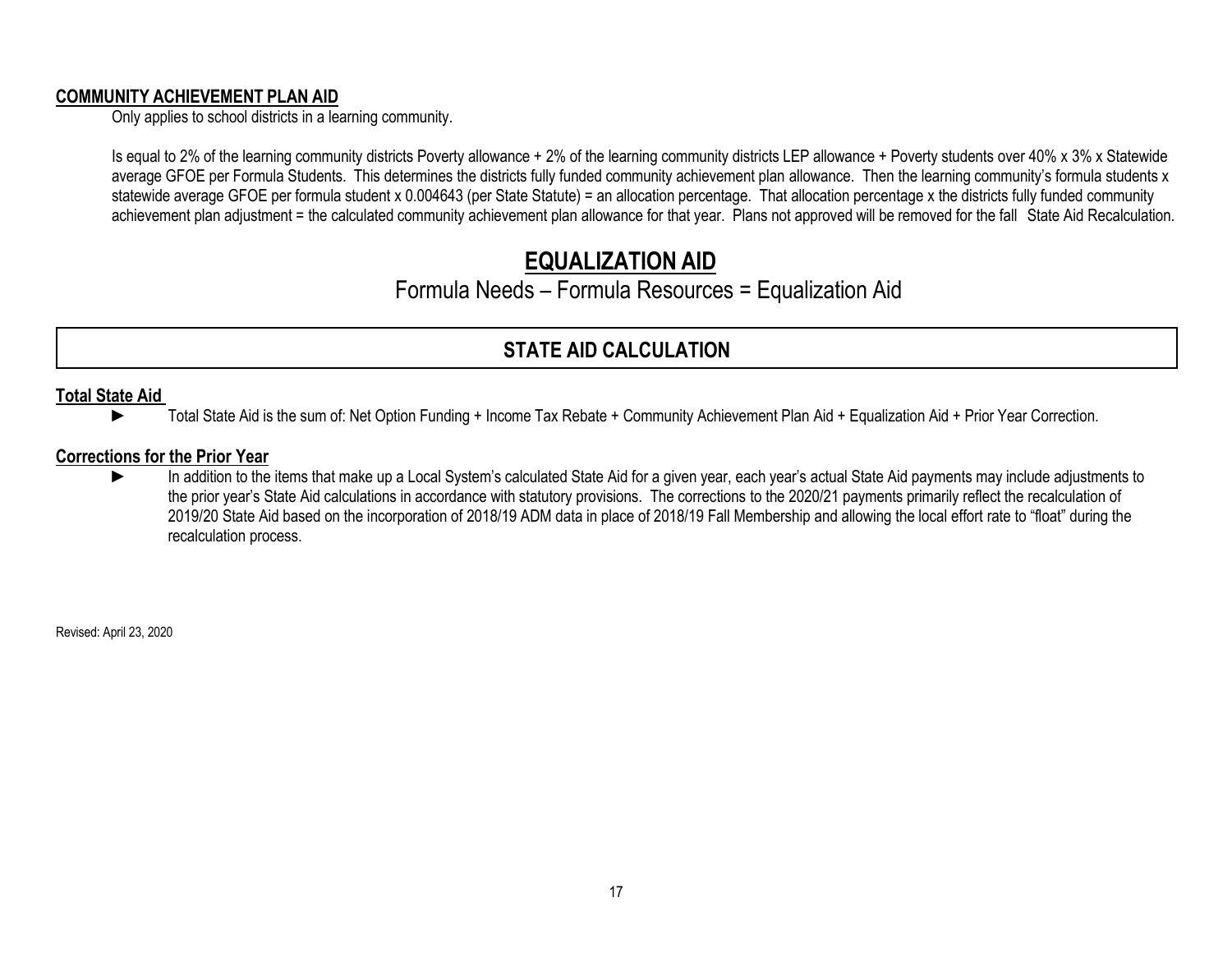**COMMUNITY ACHIEVEMENT PLAN AID**

Only applies to school districts in a learning community.

Is equal to 2% of the learning community districts Poverty allowance + 2% of the learning community districts LEP allowance + Poverty students over 40% x 3% x Statewide average GFOE per Formula Students. This determines the districts fully funded community achievement plan allowance. Then the learning community's formula students x statewide average GFOE per formula student x 0.004643 (per State Statute) = an allocation percentage. That allocation percentage x the districts fully funded community achievement plan adjustment = the calculated community achievement plan allowance for that year. Plans not approved will be removed for the fall State Aid Recalculation.

# EQUALIZATION AID

Formula Needs – Formula Resources = Equalization Aid

## STATE AID CALCULATION

**Total State Aid**

- Total State Aid is the sum of: Net Option Funding + Income Tax Rebate + Community Achievement Plan Aid + Equalization Aid + Prior Year Correction.

**Corrections for the Prior Year**

- In addition to the items that make up a Local System's calculated State Aid for a given year, each year's actual State Aid payments may include adjustments to the prior year's State Aid calculations in accordance with statutory provisions. The corrections to the 2020/21 payments primarily reflect the recalculation of 2019/20 State Aid based on the incorporation of 2018/19 ADM data in place of 2018/19 Fall Membership and allowing the local effort rate to "float" during the recalculation process.

Revised: April 23, 2020